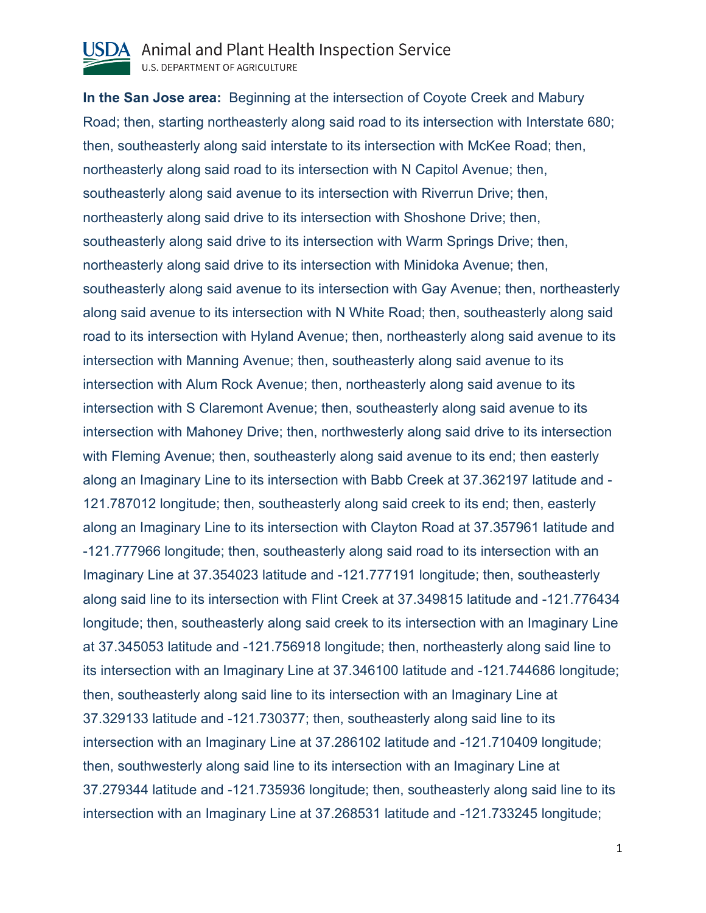**In the San Jose area:** Beginning at the intersection of Coyote Creek and Mabury Road; then, starting northeasterly along said road to its intersection with Interstate 680; then, southeasterly along said interstate to its intersection with McKee Road; then, northeasterly along said road to its intersection with N Capitol Avenue; then, southeasterly along said avenue to its intersection with Riverrun Drive; then, northeasterly along said drive to its intersection with Shoshone Drive; then, southeasterly along said drive to its intersection with Warm Springs Drive; then, northeasterly along said drive to its intersection with Minidoka Avenue; then, southeasterly along said avenue to its intersection with Gay Avenue; then, northeasterly along said avenue to its intersection with N White Road; then, southeasterly along said road to its intersection with Hyland Avenue; then, northeasterly along said avenue to its intersection with Manning Avenue; then, southeasterly along said avenue to its intersection with Alum Rock Avenue; then, northeasterly along said avenue to its intersection with S Claremont Avenue; then, southeasterly along said avenue to its intersection with Mahoney Drive; then, northwesterly along said drive to its intersection with Fleming Avenue; then, southeasterly along said avenue to its end; then easterly along an Imaginary Line to its intersection with Babb Creek at 37.362197 latitude and -121.787012 longitude; then, southeasterly along said creek to its end; then, easterly along an Imaginary Line to its intersection with Clayton Road at 37.357961 latitude and -121.777966 longitude; then, southeasterly along said road to its intersection with an Imaginary Line at 37.354023 latitude and -121.777191 longitude; then, southeasterly along said line to its intersection with Flint Creek at 37.349815 latitude and -121.776434 longitude; then, southeasterly along said creek to its intersection with an Imaginary Line at 37.345053 latitude and -121.756918 longitude; then, northeasterly along said line to its intersection with an Imaginary Line at 37.346100 latitude and -121.744686 longitude; then, southeasterly along said line to its intersection with an Imaginary Line at 37.329133 latitude and -121.730377; then, southeasterly along said line to its intersection with an Imaginary Line at 37.286102 latitude and -121.710409 longitude; then, southwesterly along said line to its intersection with an Imaginary Line at 37.279344 latitude and -121.735936 longitude; then, southeasterly along said line to its intersection with an Imaginary Line at 37.268531 latitude and -121.733245 longitude;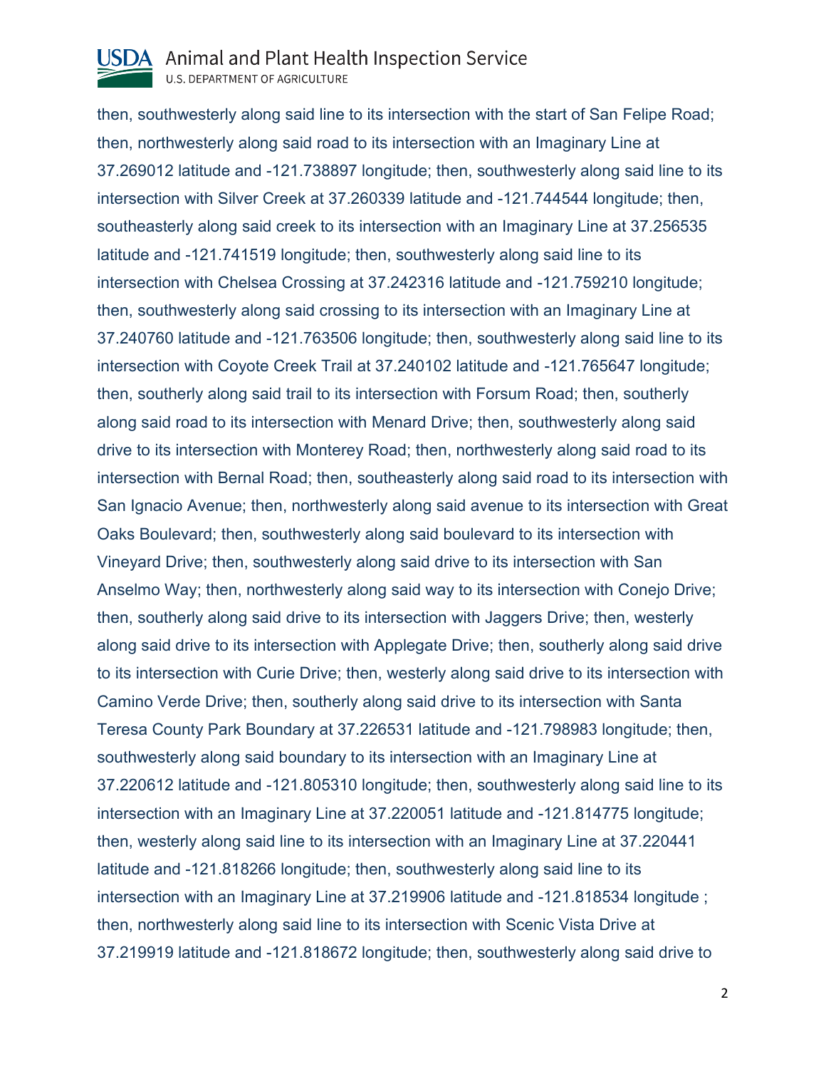then, southwesterly along said line to its intersection with the start of San Felipe Road; then, northwesterly along said road to its intersection with an Imaginary Line at 37.269012 latitude and -121.738897 longitude; then, southwesterly along said line to its intersection with Silver Creek at 37.260339 latitude and -121.744544 longitude; then, southeasterly along said creek to its intersection with an Imaginary Line at 37.256535 latitude and -121.741519 longitude; then, southwesterly along said line to its intersection with Chelsea Crossing at 37.242316 latitude and -121.759210 longitude; then, southwesterly along said crossing to its intersection with an Imaginary Line at 37.240760 latitude and -121.763506 longitude; then, southwesterly along said line to its intersection with Coyote Creek Trail at 37.240102 latitude and -121.765647 longitude; then, southerly along said trail to its intersection with Forsum Road; then, southerly along said road to its intersection with Menard Drive; then, southwesterly along said drive to its intersection with Monterey Road; then, northwesterly along said road to its intersection with Bernal Road; then, southeasterly along said road to its intersection with San Ignacio Avenue; then, northwesterly along said avenue to its intersection with Great Oaks Boulevard; then, southwesterly along said boulevard to its intersection with Vineyard Drive; then, southwesterly along said drive to its intersection with San Anselmo Way; then, northwesterly along said way to its intersection with Conejo Drive; then, southerly along said drive to its intersection with Jaggers Drive; then, westerly along said drive to its intersection with Applegate Drive; then, southerly along said drive to its intersection with Curie Drive; then, westerly along said drive to its intersection with Camino Verde Drive; then, southerly along said drive to its intersection with Santa Teresa County Park Boundary at 37.226531 latitude and -121.798983 longitude; then, southwesterly along said boundary to its intersection with an Imaginary Line at 37.220612 latitude and -121.805310 longitude; then, southwesterly along said line to its intersection with an Imaginary Line at 37.220051 latitude and -121.814775 longitude; then, westerly along said line to its intersection with an Imaginary Line at 37.220441 latitude and -121.818266 longitude; then, southwesterly along said line to its intersection with an Imaginary Line at 37.219906 latitude and -121.818534 longitude ; then, northwesterly along said line to its intersection with Scenic Vista Drive at 37.219919 latitude and -121.818672 longitude; then, southwesterly along said drive to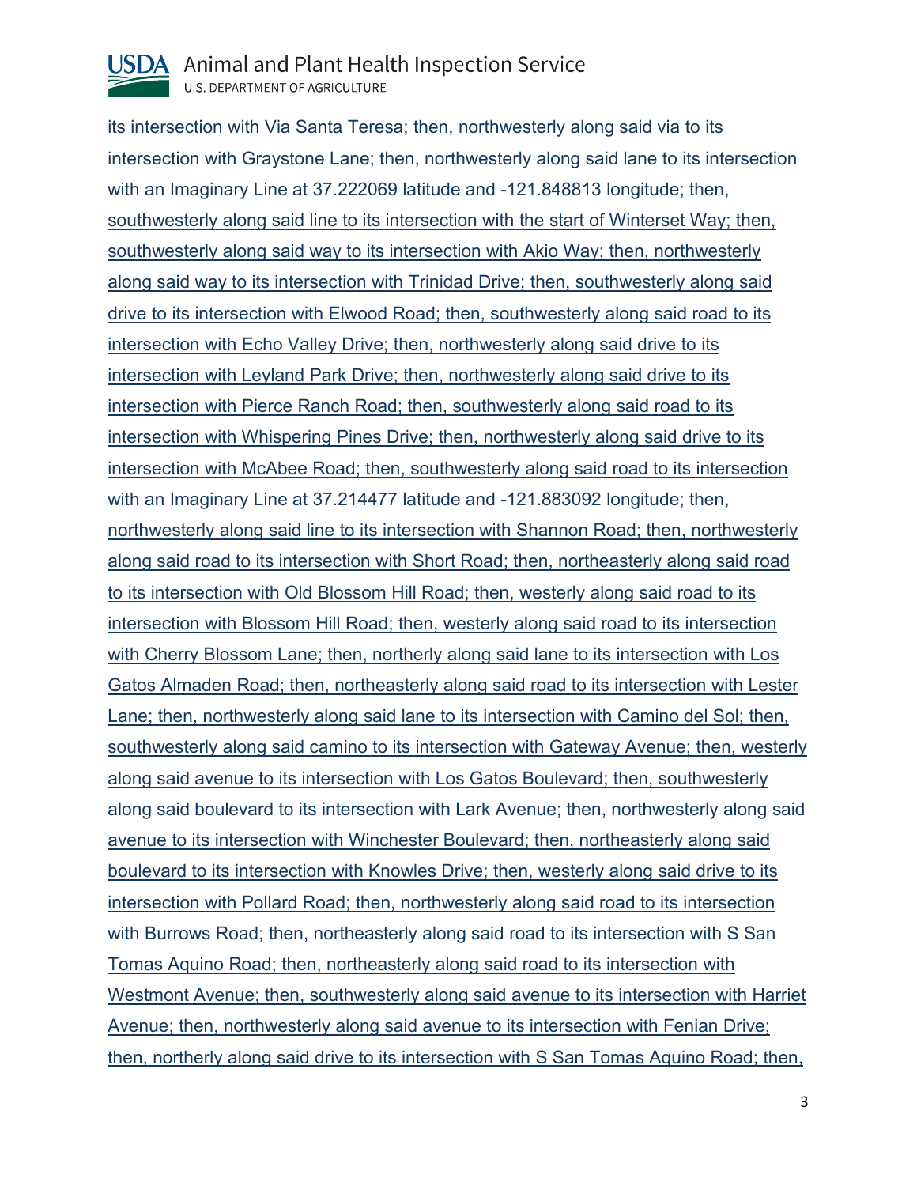its intersection with Via Santa Teresa; then, northwesterly along said via to its intersection with Graystone Lane; then, northwesterly along said lane to its intersection with an Imaginary Line at 37.222069 latitude and -121.848813 longitude; then, southwesterly along said line to its intersection with the start of Winterset Way; then, southwesterly along said way to its intersection with Akio Way; then, northwesterly along said way to its intersection with Trinidad Drive; then, southwesterly along said drive to its intersection with Elwood Road; then, southwesterly along said road to its intersection with Echo Valley Drive; then, northwesterly along said drive to its intersection with Leyland Park Drive; then, northwesterly along said drive to its intersection with Pierce Ranch Road; then, southwesterly along said road to its intersection with Whispering Pines Drive; then, northwesterly along said drive to its intersection with McAbee Road; then, southwesterly along said road to its intersection with an Imaginary Line at 37.214477 latitude and -121.883092 longitude; then, northwesterly along said line to its intersection with Shannon Road; then, northwesterly along said road to its intersection with Short Road; then, northeasterly along said road to its intersection with Old Blossom Hill Road; then, westerly along said road to its intersection with Blossom Hill Road; then, westerly along said road to its intersection with Cherry Blossom Lane; then, northerly along said lane to its intersection with Los Gatos Almaden Road; then, northeasterly along said road to its intersection with Lester Lane; then, northwesterly along said lane to its intersection with Camino del Sol; then, southwesterly along said camino to its intersection with Gateway Avenue; then, westerly along said avenue to its intersection with Los Gatos Boulevard; then, southwesterly along said boulevard to its intersection with Lark Avenue; then, northwesterly along said avenue to its intersection with Winchester Boulevard; then, northeasterly along said boulevard to its intersection with Knowles Drive; then, westerly along said drive to its intersection with Pollard Road; then, northwesterly along said road to its intersection with Burrows Road; then, northeasterly along said road to its intersection with S San Tomas Aquino Road; then, northeasterly along said road to its intersection with Westmont Avenue; then, southwesterly along said avenue to its intersection with Harriet Avenue; then, northwesterly along said avenue to its intersection with Fenian Drive; then, northerly along said drive to its intersection with S San Tomas Aquino Road; then,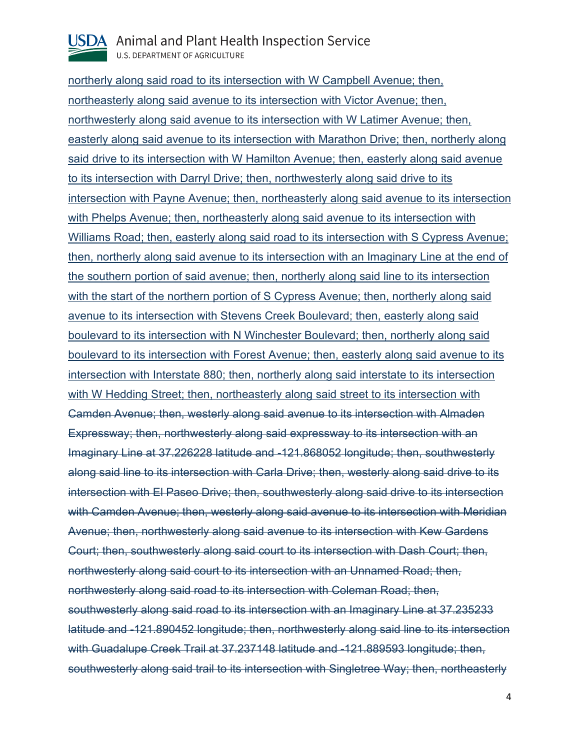<u>northerly along said road to its intersection with W Campbell Avenue; then, northeasterly along said avenue to its intersection with Victor Avenue; then, northwesterly along said avenue to its intersection with W Latimer Avenue; then, easterly along said avenue to its intersection with Marathon Drive; then, northerly along said drive to its intersection with W Hamilton Avenue; then, easterly along said avenue to its intersection with Darryl Drive; then, northwesterly along said drive to its intersection with Payne Avenue; then, northeasterly along said avenue to its intersection with Phelps Avenue; then, northeasterly along said avenue to its intersection with Williams Road; then, easterly along said road to its intersection with S Cypress Avenue; then, northerly along said avenue to its intersection with an Imaginary Line at the end of the southern portion of said avenue; then, northerly along said line to its intersection with the start of the northern portion of S Cypress Avenue; then, northerly along said avenue to its intersection with Stevens Creek Boulevard; then, easterly along said boulevard to its intersection with N Winchester Boulevard; then, northerly along said boulevard to its intersection with Forest Avenue; then, easterly along said avenue to its intersection with Interstate 880; then, northerly along said interstate to its intersection with W Hedding Street; then, northeasterly along said street to its intersection with</u> ~~Camden Avenue; then, westerly along said avenue to its intersection with Almaden Expressway; then, northwesterly along said expressway to its intersection with an Imaginary Line at 37.226228 latitude and -121.868052 longitude; then, southwesterly along said line to its intersection with Carla Drive; then, westerly along said drive to its intersection with El Paseo Drive; then, southwesterly along said drive to its intersection with Camden Avenue; then, westerly along said avenue to its intersection with Meridian Avenue; then, northwesterly along said avenue to its intersection with Kew Gardens Court; then, southwesterly along said court to its intersection with Dash Court; then, northwesterly along said court to its intersection with an Unnamed Road; then, northwesterly along said road to its intersection with Coleman Road; then, southwesterly along said road to its intersection with an Imaginary Line at 37.235233 latitude and -121.890452 longitude; then, northwesterly along said line to its intersection with Guadalupe Creek Trail at 37.237148 latitude and -121.889593 longitude; then, southwesterly along said trail to its intersection with Singletree Way; then, northeasterly~~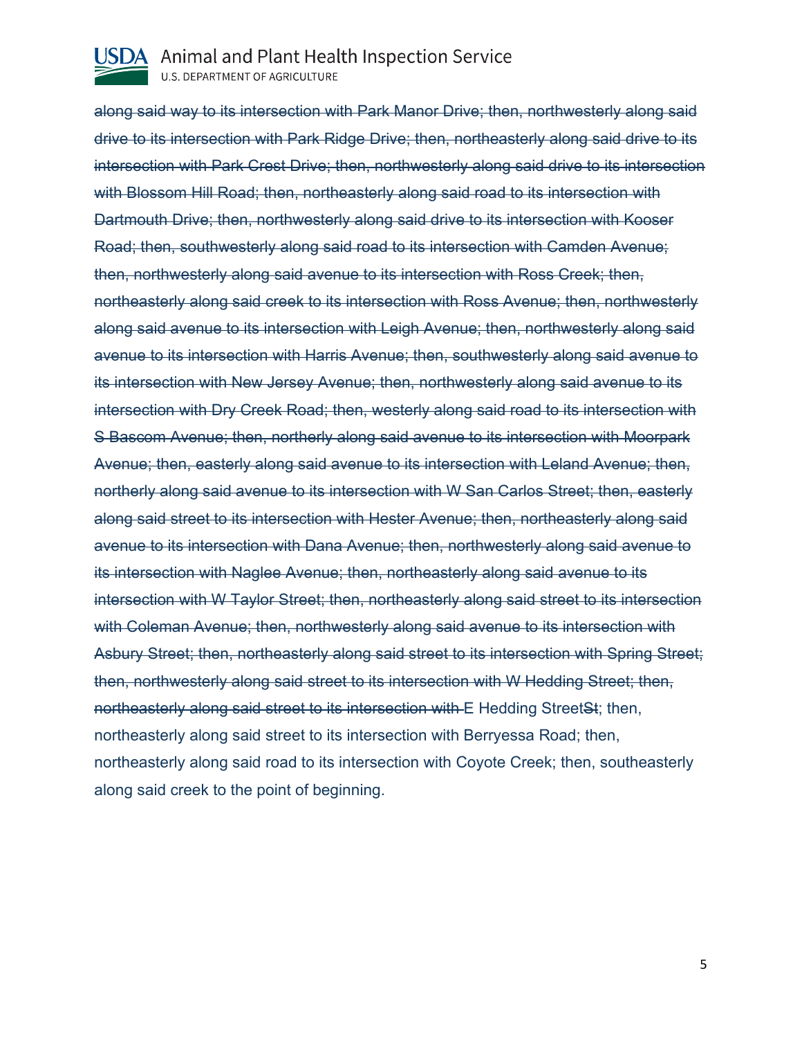~~along said way to its intersection with Park Manor Drive; then, northwesterly along said drive to its intersection with Park Ridge Drive; then, northeasterly along said drive to its intersection with Park Crest Drive; then, northwesterly along said drive to its intersection with Blossom Hill Road; then, northeasterly along said road to its intersection with Dartmouth Drive; then, northwesterly along said drive to its intersection with Kooser Road; then, southwesterly along said road to its intersection with Camden Avenue; then, northwesterly along said avenue to its intersection with Ross Creek; then, northeasterly along said creek to its intersection with Ross Avenue; then, northwesterly along said avenue to its intersection with Leigh Avenue; then, northwesterly along said avenue to its intersection with Harris Avenue; then, southwesterly along said avenue to its intersection with New Jersey Avenue; then, northwesterly along said avenue to its intersection with Dry Creek Road; then, westerly along said road to its intersection with S Bascom Avenue; then, northerly along said avenue to its intersection with Moorpark Avenue; then, easterly along said avenue to its intersection with Leland Avenue; then, northerly along said avenue to its intersection with W San Carlos Street; then, easterly along said street to its intersection with Hester Avenue; then, northeasterly along said avenue to its intersection with Dana Avenue; then, northwesterly along said avenue to its intersection with Naglee Avenue; then, northeasterly along said avenue to its intersection with W Taylor Street; then, northeasterly along said street to its intersection with Coleman Avenue; then, northwesterly along said avenue to its intersection with Asbury Street; then, northeasterly along said street to its intersection with Spring Street; then, northwesterly along said street to its intersection with W Hedding Street; then, northeasterly along said street to its intersection with~~ E Hedding Street~~St~~; then, northeasterly along said street to its intersection with Berryessa Road; then, northeasterly along said road to its intersection with Coyote Creek; then, southeasterly along said creek to the point of beginning.